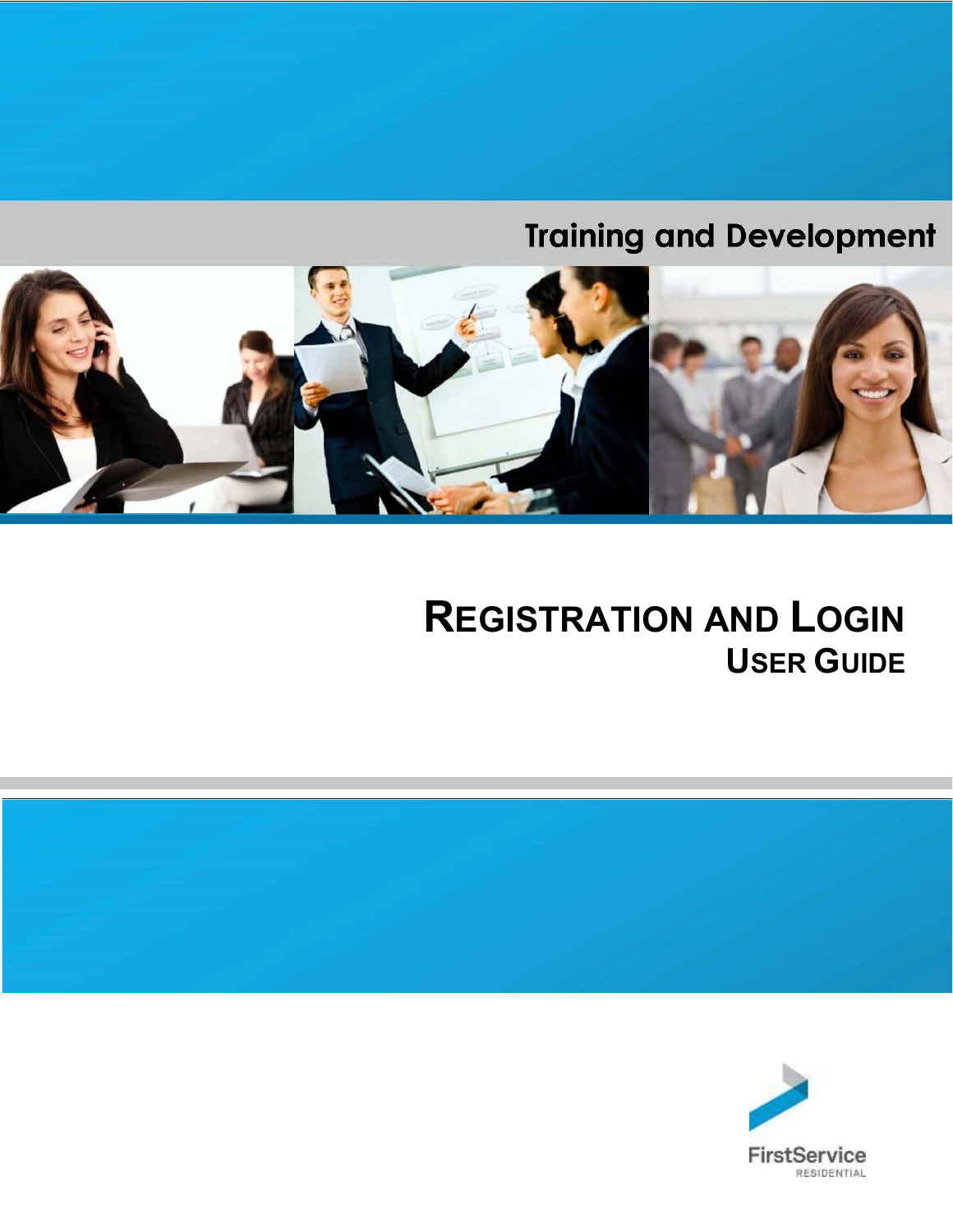Training and Development

# Registration and Login

## User Guide

FirstService RESIDENTIAL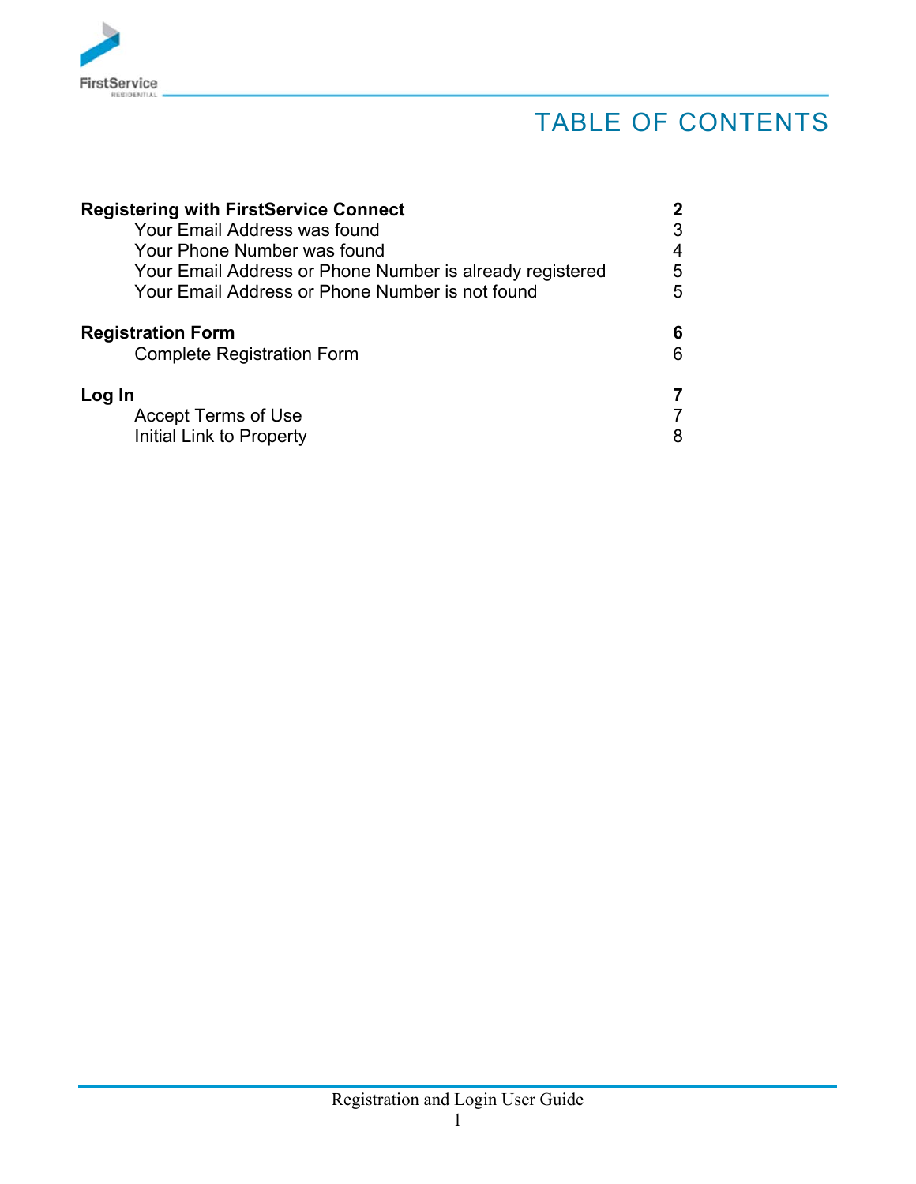# TABLE OF CONTENTS

| | |
|---|---|
| **Registering with FirstService Connect** | **2** |
| Your Email Address was found | 3 |
| Your Phone Number was found | 4 |
| Your Email Address or Phone Number is already registered | 5 |
| Your Email Address or Phone Number is not found | 5 |
| **Registration Form** | **6** |
| Complete Registration Form | 6 |
| **Log In** | **7** |
| Accept Terms of Use | 7 |
| Initial Link to Property | 8 |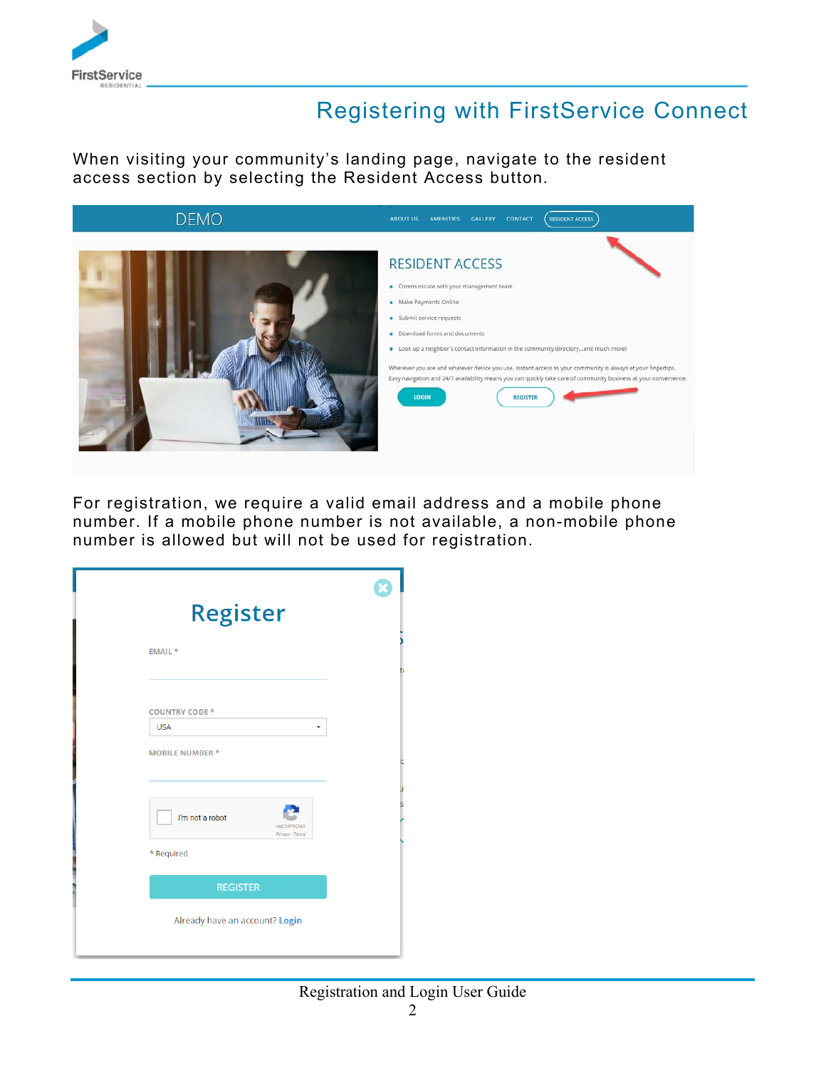# Registering with FirstService Connect

When visiting your community's landing page, navigate to the resident access section by selecting the Resident Access button.

For registration, we require a valid email address and a mobile phone number. If a mobile phone number is not available, a non-mobile phone number is allowed but will not be used for registration.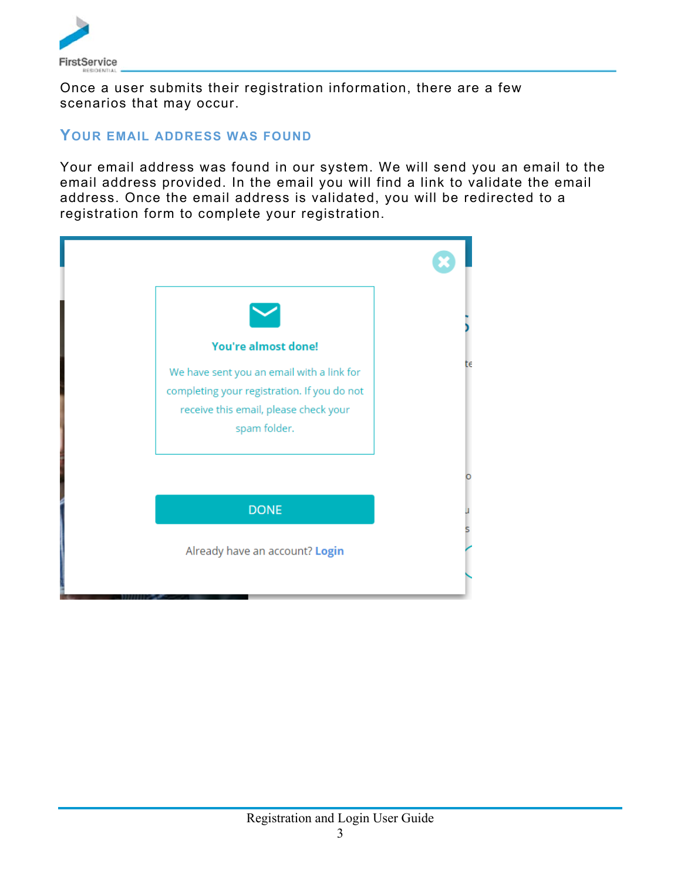Once a user submits their registration information, there are a few scenarios that may occur.

## Your email address was found

Your email address was found in our system. We will send you an email to the email address provided. In the email you will find a link to validate the email address. Once the email address is validated, you will be redirected to a registration form to complete your registration.

You're almost done!

We have sent you an email with a link for completing your registration. If you do not receive this email, please check your spam folder.

DONE

Already have an account? Login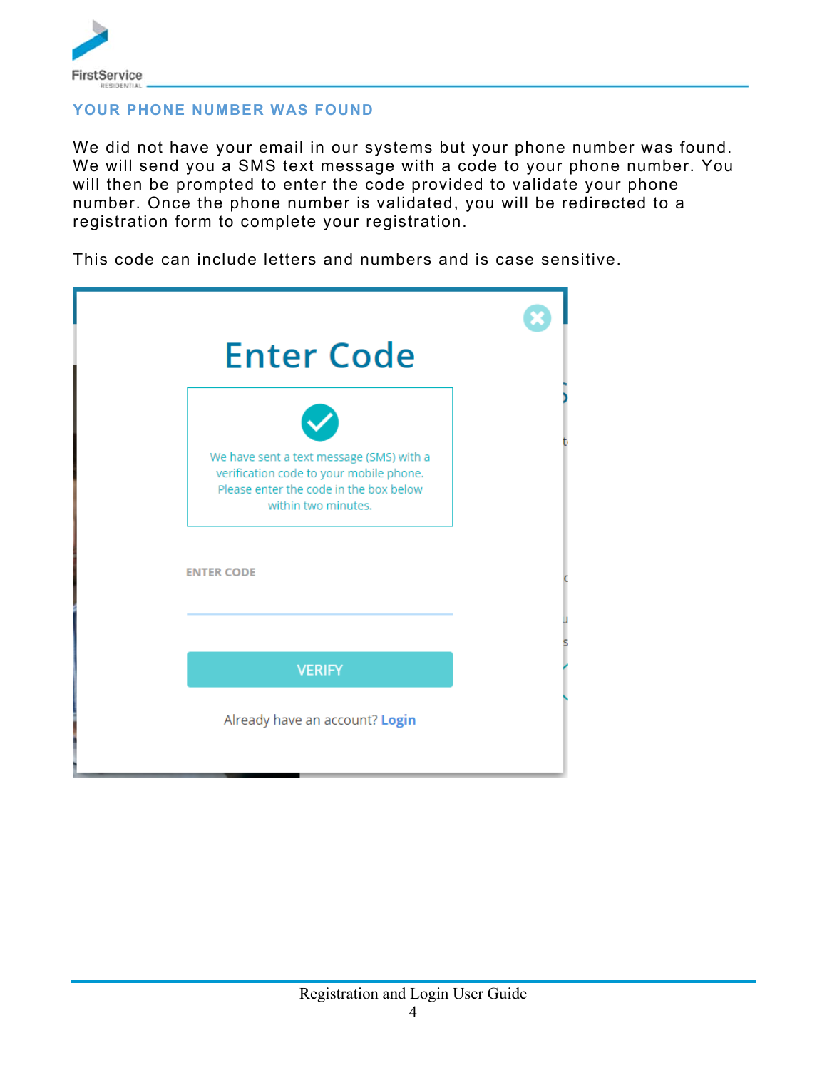## YOUR PHONE NUMBER WAS FOUND

We did not have your email in our systems but your phone number was found. We will send you a SMS text message with a code to your phone number. You will then be prompted to enter the code provided to validate your phone number. Once the phone number is validated, you will be redirected to a registration form to complete your registration.

This code can include letters and numbers and is case sensitive.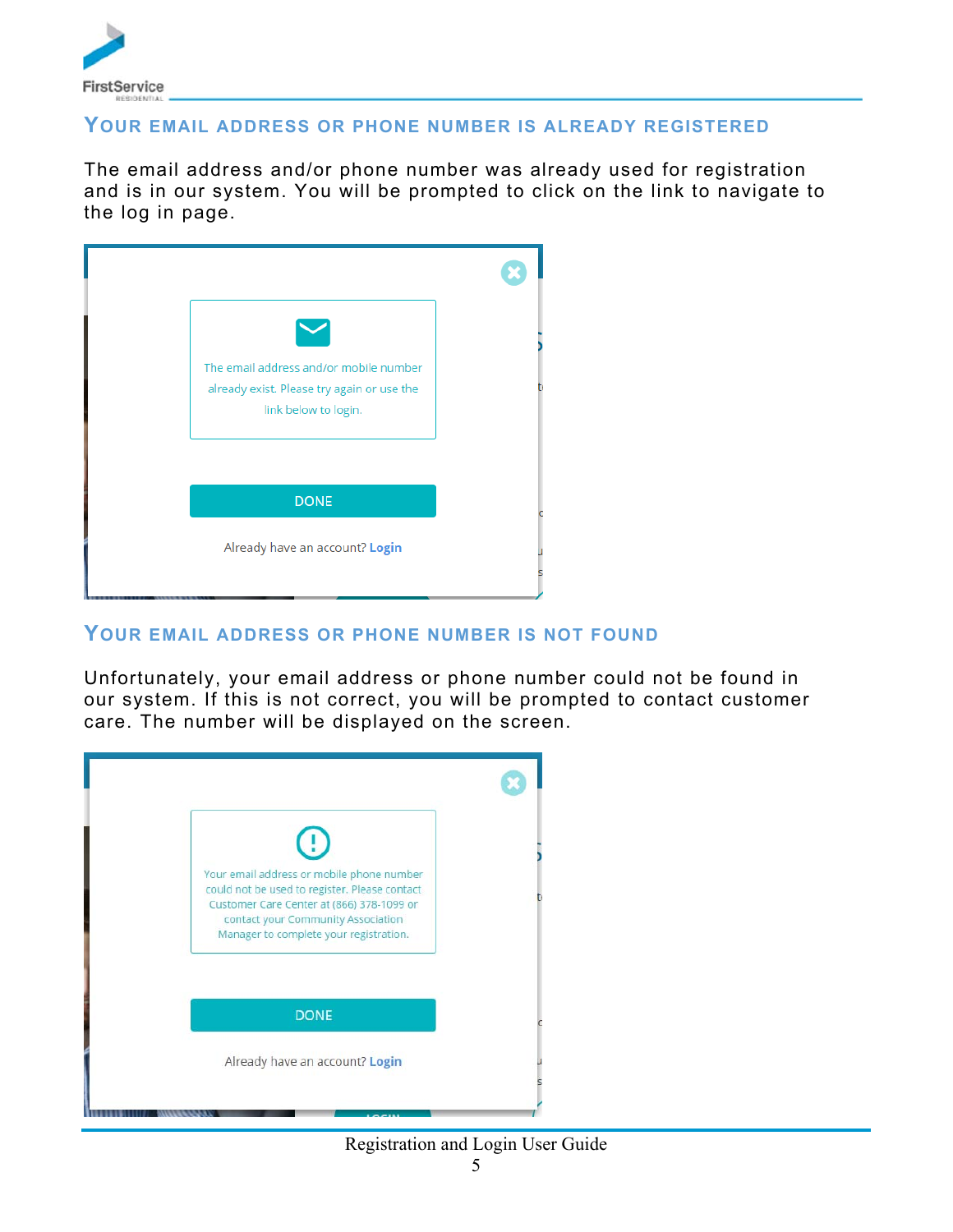## Your Email Address or Phone Number Is Already Registered

The email address and/or phone number was already used for registration and is in our system. You will be prompted to click on the link to navigate to the log in page.

The email address and/or mobile number already exist. Please try again or use the link below to login.

DONE

Already have an account? **Login**

## Your Email Address or Phone Number Is Not Found

Unfortunately, your email address or phone number could not be found in our system. If this is not correct, you will be prompted to contact customer care. The number will be displayed on the screen.

Your email address or mobile phone number could not be used to register. Please contact Customer Care Center at (866) 378-1099 or contact your Community Association Manager to complete your registration.

DONE

Already have an account? **Login**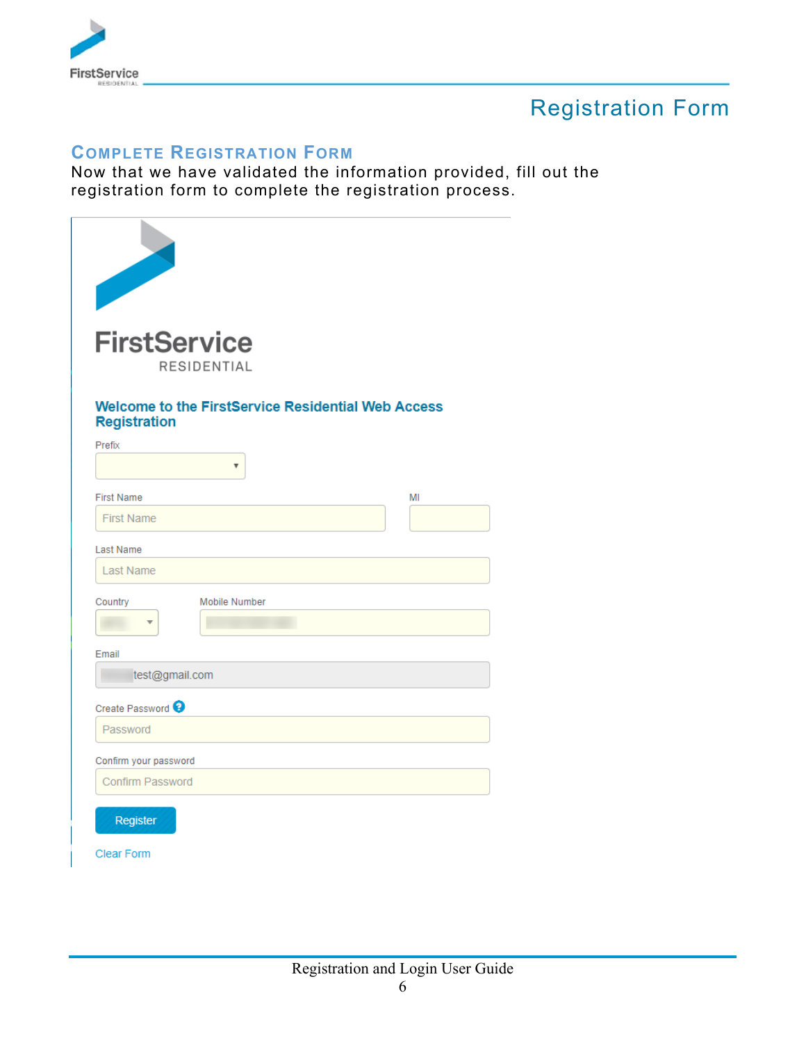# Registration Form

## Complete Registration Form

Now that we have validated the information provided, fill out the registration form to complete the registration process.

FirstService
RESIDENTIAL

**Welcome to the FirstService Residential Web Access Registration**

Prefix

First Name

MI

Last Name

Country

Mobile Number

Email

test@gmail.com

Create Password

Confirm your password

Register

Clear Form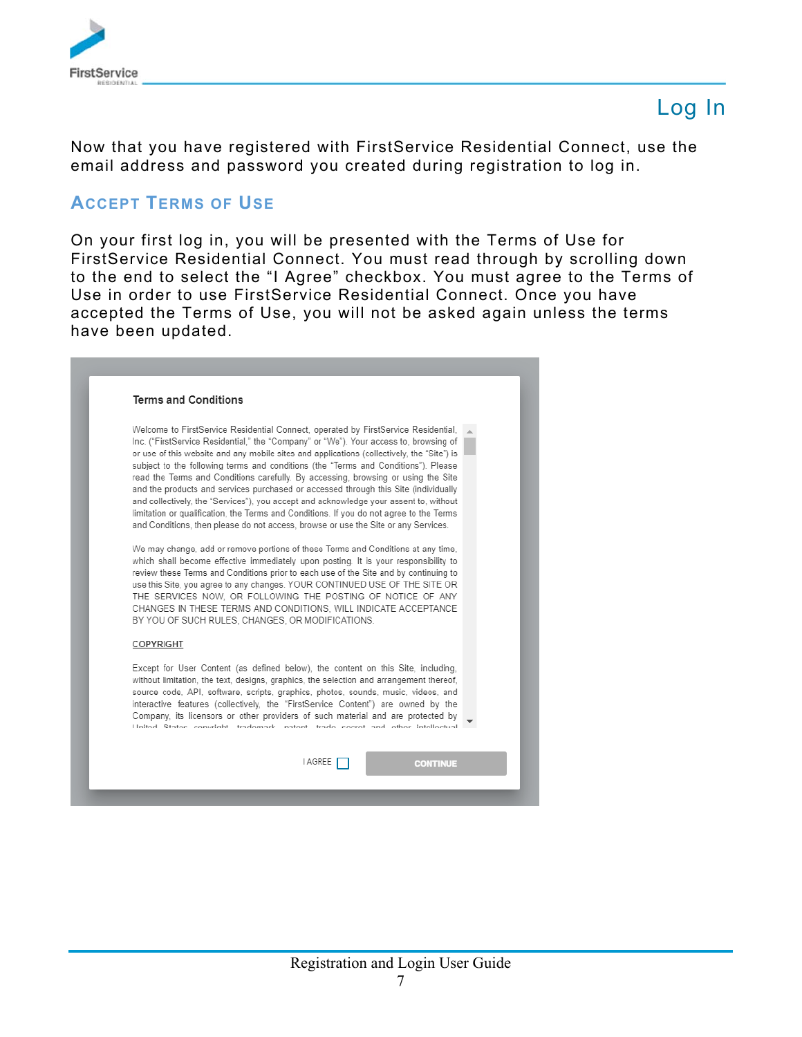# Log In

Now that you have registered with FirstService Residential Connect, use the email address and password you created during registration to log in.

## Accept Terms of Use

On your first log in, you will be presented with the Terms of Use for FirstService Residential Connect. You must read through by scrolling down to the end to select the “I Agree” checkbox. You must agree to the Terms of Use in order to use FirstService Residential Connect. Once you have accepted the Terms of Use, you will not be asked again unless the terms have been updated.

Terms and Conditions

Welcome to FirstService Residential Connect, operated by FirstService Residential, Inc. (“FirstService Residential,” the “Company” or “We”). Your access to, browsing of or use of this website and any mobile sites and applications (collectively, the “Site”) is subject to the following terms and conditions (the “Terms and Conditions”). Please read the Terms and Conditions carefully. By accessing, browsing or using the Site and the products and services purchased or accessed through this Site (individually and collectively, the “Services”), you accept and acknowledge your assent to, without limitation or qualification, the Terms and Conditions. If you do not agree to the Terms and Conditions, then please do not access, browse or use the Site or any Services.

We may change, add or remove portions of these Terms and Conditions at any time, which shall become effective immediately upon posting. It is your responsibility to review these Terms and Conditions prior to each use of the Site and by continuing to use this Site, you agree to any changes. YOUR CONTINUED USE OF THE SITE OR THE SERVICES NOW, OR FOLLOWING THE POSTING OF NOTICE OF ANY CHANGES IN THESE TERMS AND CONDITIONS, WILL INDICATE ACCEPTANCE BY YOU OF SUCH RULES, CHANGES, OR MODIFICATIONS.

COPYRIGHT

Except for User Content (as defined below), the content on this Site, including, without limitation, the text, designs, graphics, the selection and arrangement thereof, source code, API, software, scripts, graphics, photos, sounds, music, videos, and interactive features (collectively, the “FirstService Content”) are owned by the Company, its licensors or other providers of such material and are protected by

I AGREE ☐ CONTINUE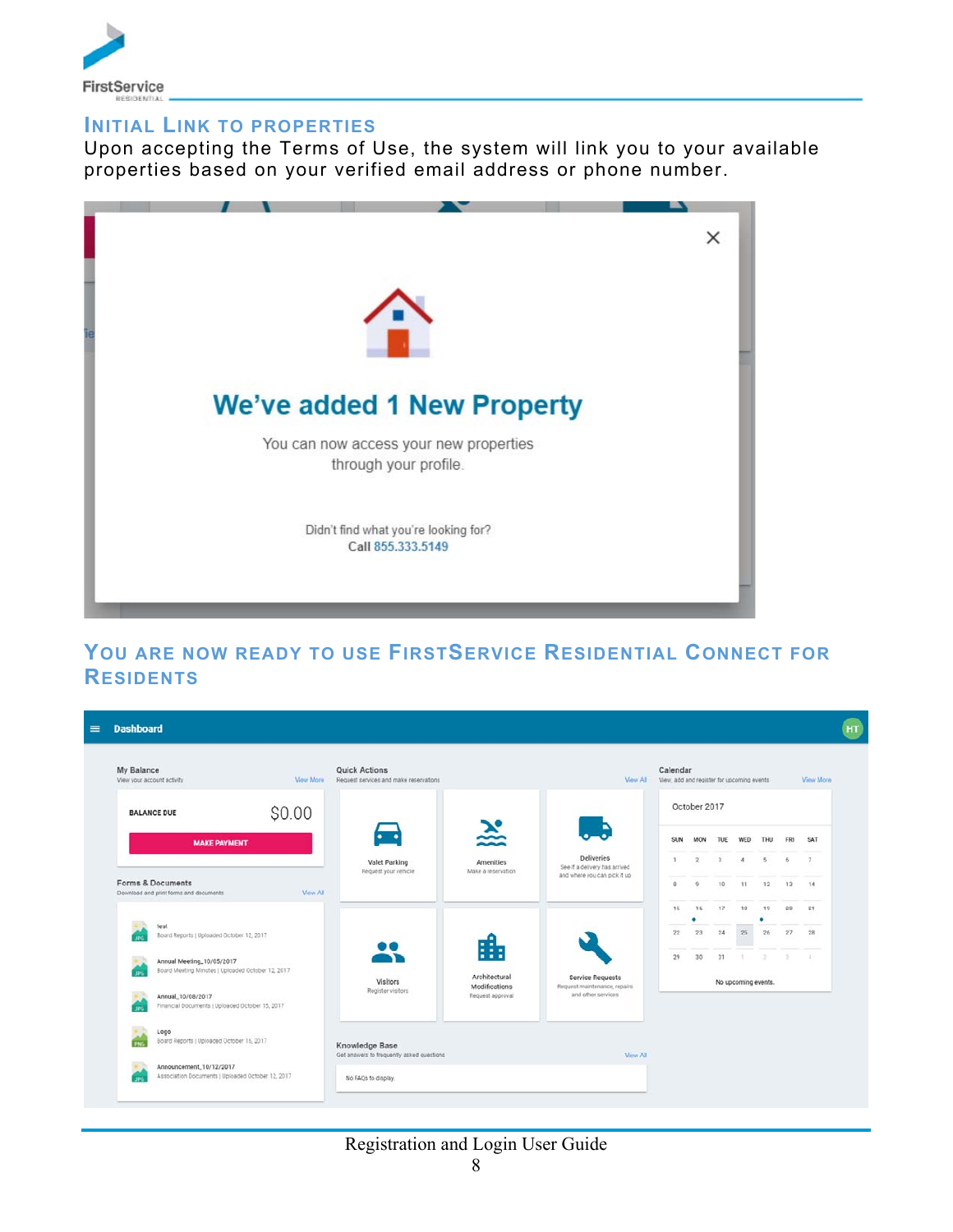## Initial Link to Properties

Upon accepting the Terms of Use, the system will link you to your available properties based on your verified email address or phone number.

We've added 1 New Property

You can now access your new properties through your profile.

Didn't find what you're looking for?
Call 855.333.5149

## You are now ready to use FirstService Residential Connect for Residents